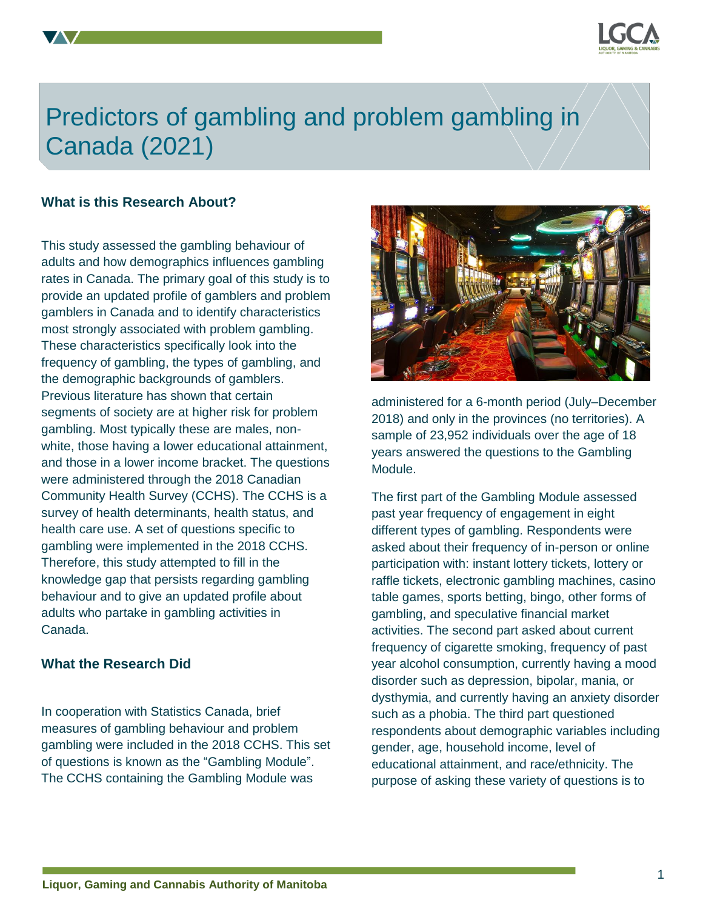# Predictors of gambling and problem gambling in Canada (2021)

## What is this Research About?

This study assessed the gambling behaviour of adults and how demographics influences gambling rates in Canada. The primary goal of this study is to provide an updated profile of gamblers and problem gamblers in Canada and to identify characteristics most strongly associated with problem gambling. These characteristics specifically look into the frequency of gambling, the types of gambling, and the demographic backgrounds of gamblers. Previous literature has shown that certain segments of society are at higher risk for problem gambling. Most typically these are males, non-white, those having a lower educational attainment, and those in a lower income bracket. The questions were administered through the 2018 Canadian Community Health Survey (CCHS). The CCHS is a survey of health determinants, health status, and health care use. A set of questions specific to gambling were implemented in the 2018 CCHS. Therefore, this study attempted to fill in the knowledge gap that persists regarding gambling behaviour and to give an updated profile about adults who partake in gambling activities in Canada.

## What the Research Did

In cooperation with Statistics Canada, brief measures of gambling behaviour and problem gambling were included in the 2018 CCHS. This set of questions is known as the "Gambling Module". The CCHS containing the Gambling Module was administered for a 6-month period (July–December 2018) and only in the provinces (no territories). A sample of 23,952 individuals over the age of 18 years answered the questions to the Gambling Module.

The first part of the Gambling Module assessed past year frequency of engagement in eight different types of gambling. Respondents were asked about their frequency of in-person or online participation with: instant lottery tickets, lottery or raffle tickets, electronic gambling machines, casino table games, sports betting, bingo, other forms of gambling, and speculative financial market activities. The second part asked about current frequency of cigarette smoking, frequency of past year alcohol consumption, currently having a mood disorder such as depression, bipolar, mania, or dysthymia, and currently having an anxiety disorder such as a phobia. The third part questioned respondents about demographic variables including gender, age, household income, level of educational attainment, and race/ethnicity. The purpose of asking these variety of questions is to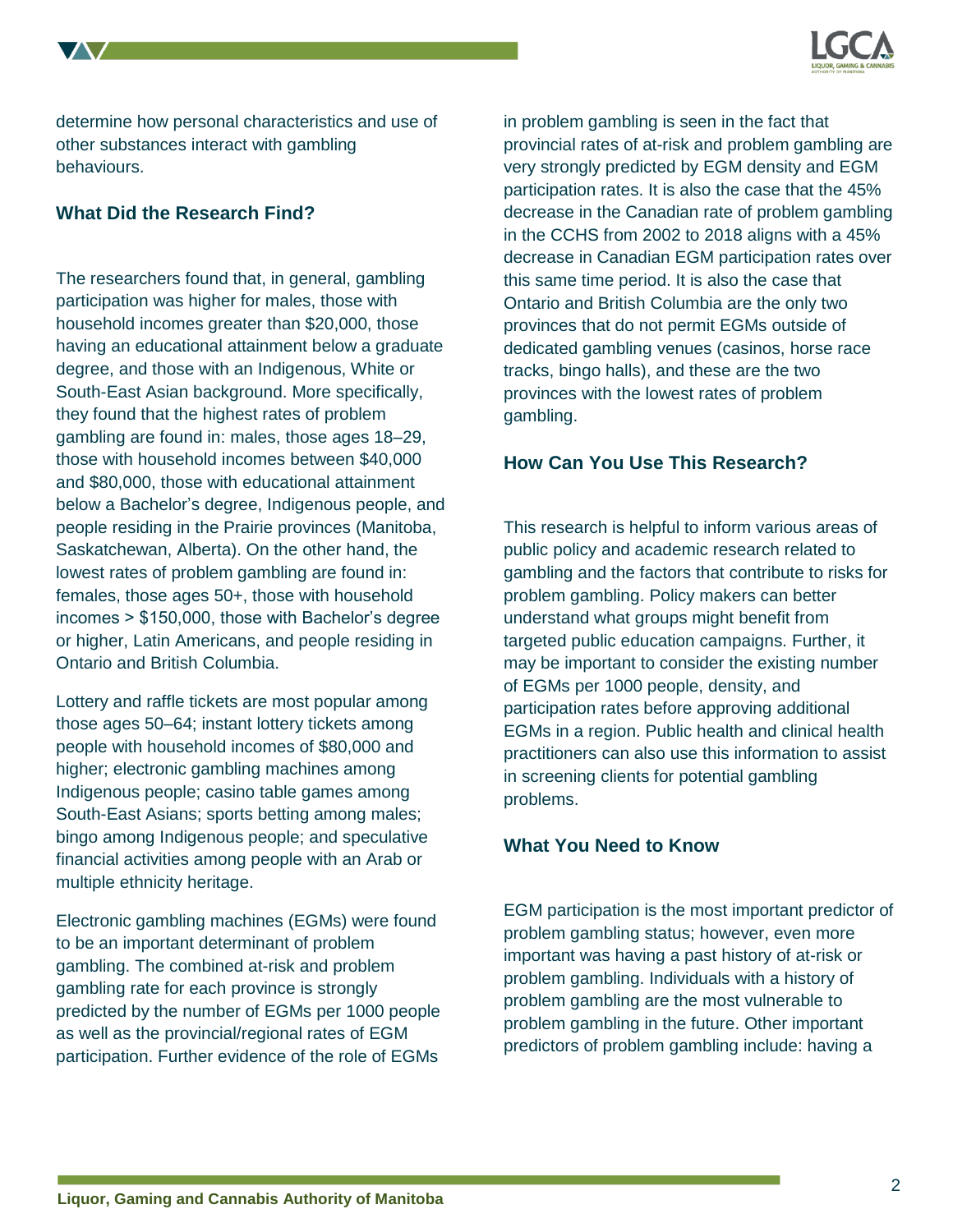determine how personal characteristics and use of other substances interact with gambling behaviours.

## What Did the Research Find?

The researchers found that, in general, gambling participation was higher for males, those with household incomes greater than $20,000, those having an educational attainment below a graduate degree, and those with an Indigenous, White or South-East Asian background. More specifically, they found that the highest rates of problem gambling are found in: males, those ages 18–29, those with household incomes between $40,000 and $80,000, those with educational attainment below a Bachelor's degree, Indigenous people, and people residing in the Prairie provinces (Manitoba, Saskatchewan, Alberta). On the other hand, the lowest rates of problem gambling are found in: females, those ages 50+, those with household incomes > $150,000, those with Bachelor's degree or higher, Latin Americans, and people residing in Ontario and British Columbia.

Lottery and raffle tickets are most popular among those ages 50–64; instant lottery tickets among people with household incomes of $80,000 and higher; electronic gambling machines among Indigenous people; casino table games among South-East Asians; sports betting among males; bingo among Indigenous people; and speculative financial activities among people with an Arab or multiple ethnicity heritage.

Electronic gambling machines (EGMs) were found to be an important determinant of problem gambling. The combined at-risk and problem gambling rate for each province is strongly predicted by the number of EGMs per 1000 people as well as the provincial/regional rates of EGM participation. Further evidence of the role of EGMs in problem gambling is seen in the fact that provincial rates of at-risk and problem gambling are very strongly predicted by EGM density and EGM participation rates. It is also the case that the 45% decrease in the Canadian rate of problem gambling in the CCHS from 2002 to 2018 aligns with a 45% decrease in Canadian EGM participation rates over this same time period. It is also the case that Ontario and British Columbia are the only two provinces that do not permit EGMs outside of dedicated gambling venues (casinos, horse race tracks, bingo halls), and these are the two provinces with the lowest rates of problem gambling.

## How Can You Use This Research?

This research is helpful to inform various areas of public policy and academic research related to gambling and the factors that contribute to risks for problem gambling. Policy makers can better understand what groups might benefit from targeted public education campaigns. Further, it may be important to consider the existing number of EGMs per 1000 people, density, and participation rates before approving additional EGMs in a region. Public health and clinical health practitioners can also use this information to assist in screening clients for potential gambling problems.

## What You Need to Know

EGM participation is the most important predictor of problem gambling status; however, even more important was having a past history of at-risk or problem gambling. Individuals with a history of problem gambling are the most vulnerable to problem gambling in the future. Other important predictors of problem gambling include: having a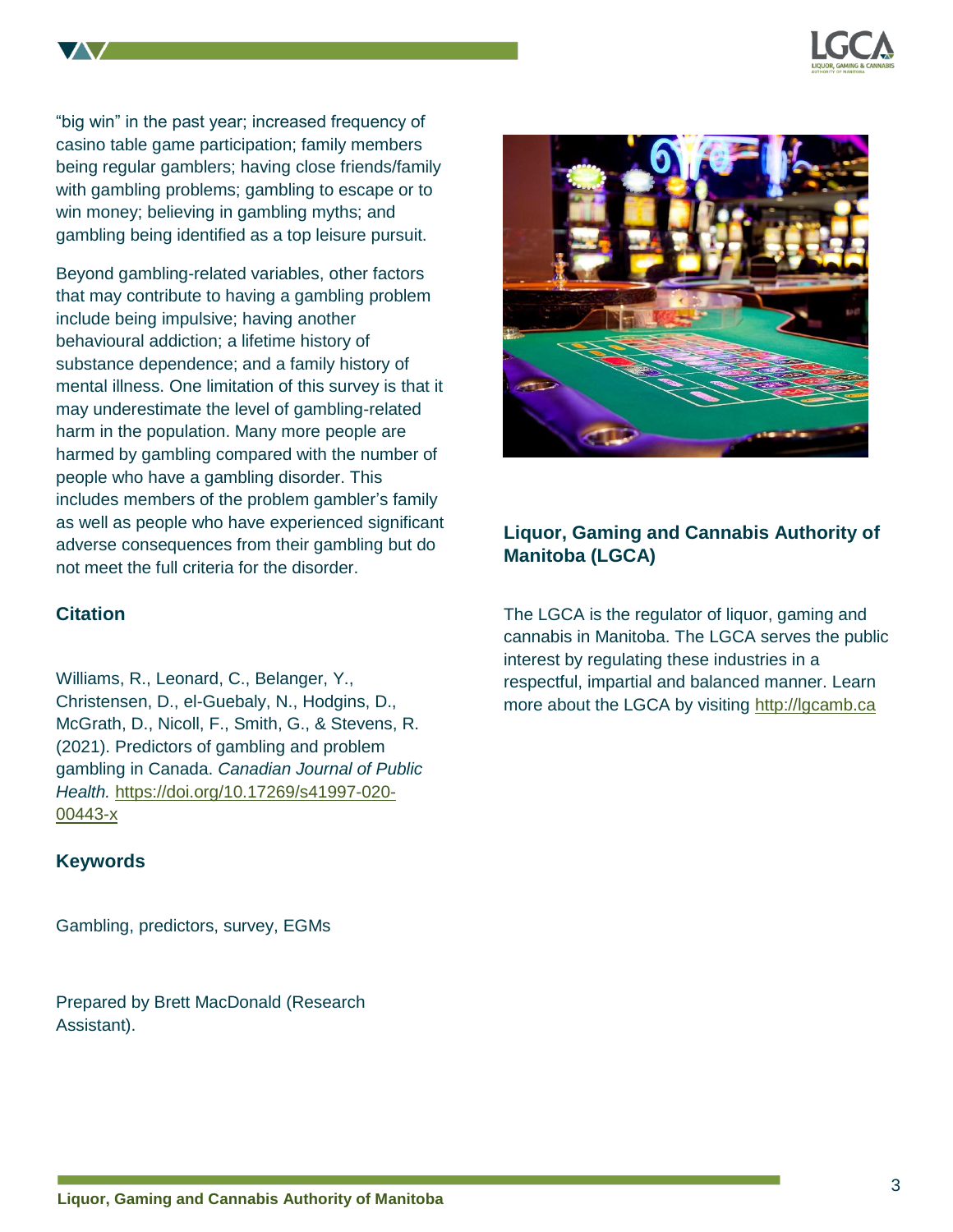"big win" in the past year; increased frequency of casino table game participation; family members being regular gamblers; having close friends/family with gambling problems; gambling to escape or to win money; believing in gambling myths; and gambling being identified as a top leisure pursuit.

Beyond gambling-related variables, other factors that may contribute to having a gambling problem include being impulsive; having another behavioural addiction; a lifetime history of substance dependence; and a family history of mental illness. One limitation of this survey is that it may underestimate the level of gambling-related harm in the population. Many more people are harmed by gambling compared with the number of people who have a gambling disorder. This includes members of the problem gambler's family as well as people who have experienced significant adverse consequences from their gambling but do not meet the full criteria for the disorder.

### Citation

Williams, R., Leonard, C., Belanger, Y., Christensen, D., el-Guebaly, N., Hodgins, D., McGrath, D., Nicoll, F., Smith, G., & Stevens, R. (2021). Predictors of gambling and problem gambling in Canada. *Canadian Journal of Public Health.* https://doi.org/10.17269/s41997-020-00443-x

### Keywords

Gambling, predictors, survey, EGMs

Prepared by Brett MacDonald (Research Assistant).

### Liquor, Gaming and Cannabis Authority of Manitoba (LGCA)

The LGCA is the regulator of liquor, gaming and cannabis in Manitoba. The LGCA serves the public interest by regulating these industries in a respectful, impartial and balanced manner. Learn more about the LGCA by visiting http://lgcamb.ca